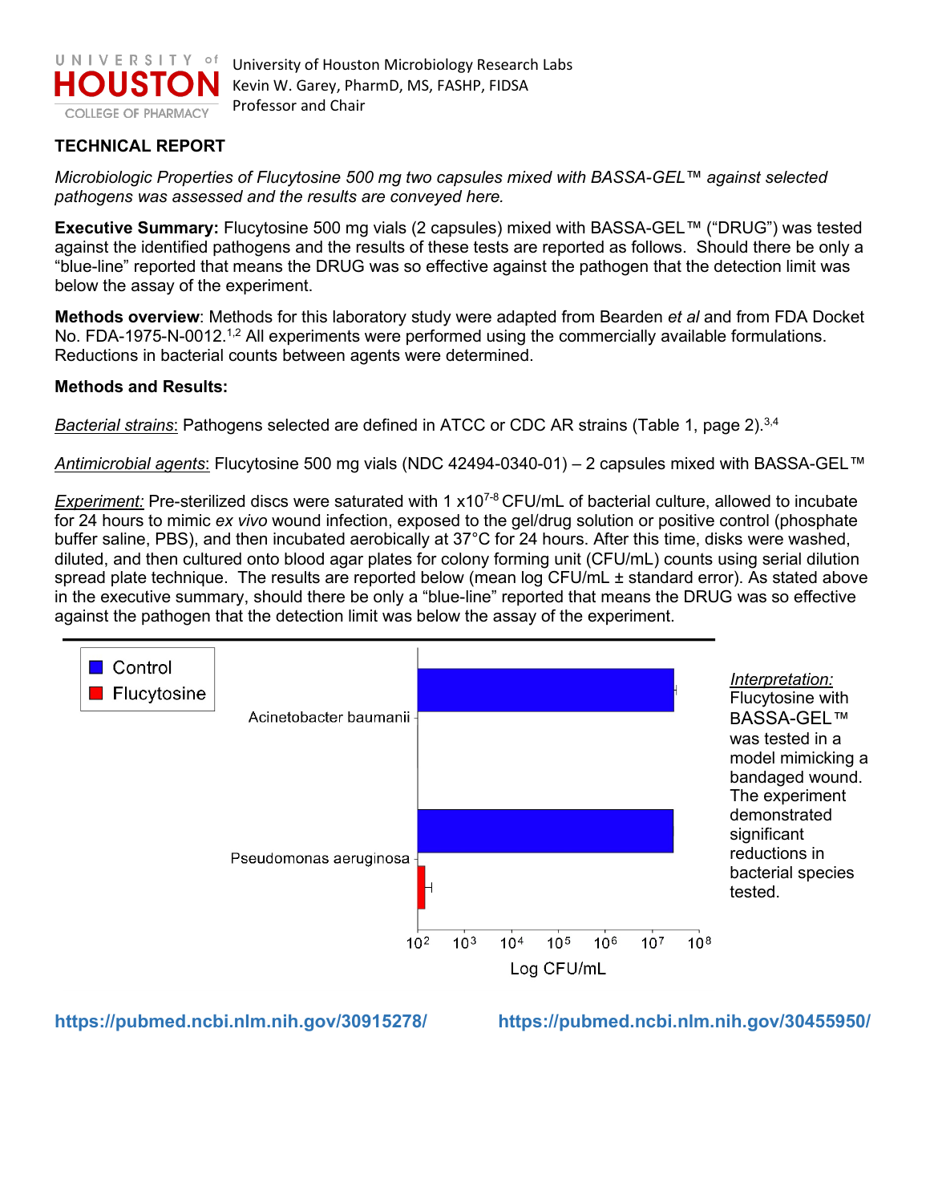University of Houston Microbiology Research Labs
Kevin W. Garey, PharmD, MS, FASHP, FIDSA
Professor and Chair

## TECHNICAL REPORT

*Microbiologic Properties of Flucytosine 500 mg two capsules mixed with BASSA-GEL™ against selected pathogens was assessed and the results are conveyed here.*

**Executive Summary:** Flucytosine 500 mg vials (2 capsules) mixed with BASSA-GEL™ ("DRUG") was tested against the identified pathogens and the results of these tests are reported as follows. Should there be only a "blue-line" reported that means the DRUG was so effective against the pathogen that the detection limit was below the assay of the experiment.

**Methods overview**: Methods for this laboratory study were adapted from Bearden *et al* and from FDA Docket No. FDA-1975-N-0012.[1,2] All experiments were performed using the commercially available formulations. Reductions in bacterial counts between agents were determined.

**Methods and Results:**

_Bacterial strains_: Pathogens selected are defined in ATCC or CDC AR strains (Table 1, page 2).[3,4]

_Antimicrobial agents_: Flucytosine 500 mg vials (NDC 42494-0340-01) – 2 capsules mixed with BASSA-GEL™

_Experiment:_ Pre-sterilized discs were saturated with 1 $x10^{7-8}$ CFU/mL of bacterial culture, allowed to incubate for 24 hours to mimic *ex vivo* wound infection, exposed to the gel/drug solution or positive control (phosphate buffer saline, PBS), and then incubated aerobically at 37°C for 24 hours. After this time, disks were washed, diluted, and then cultured onto blood agar plates for colony forming unit (CFU/mL) counts using serial dilution spread plate technique. The results are reported below (mean log CFU/mL ± standard error). As stated above in the executive summary, should there be only a "blue-line" reported that means the DRUG was so effective against the pathogen that the detection limit was below the assay of the experiment.

Legend: Control (blue); Flucytosine (red)

Acinetobacter baumanii

Pseudomonas aeruginosa

$10^2$ $10^3$ $10^4$ $10^5$ $10^6$ $10^7$ $10^8$

Log CFU/mL

_Interpretation:_ Flucytosine with BASSA-GEL™ was tested in a model mimicking a bandaged wound. The experiment demonstrated significant reductions in bacterial species tested.

https://pubmed.ncbi.nlm.nih.gov/30915278/ https://pubmed.ncbi.nlm.nih.gov/30455950/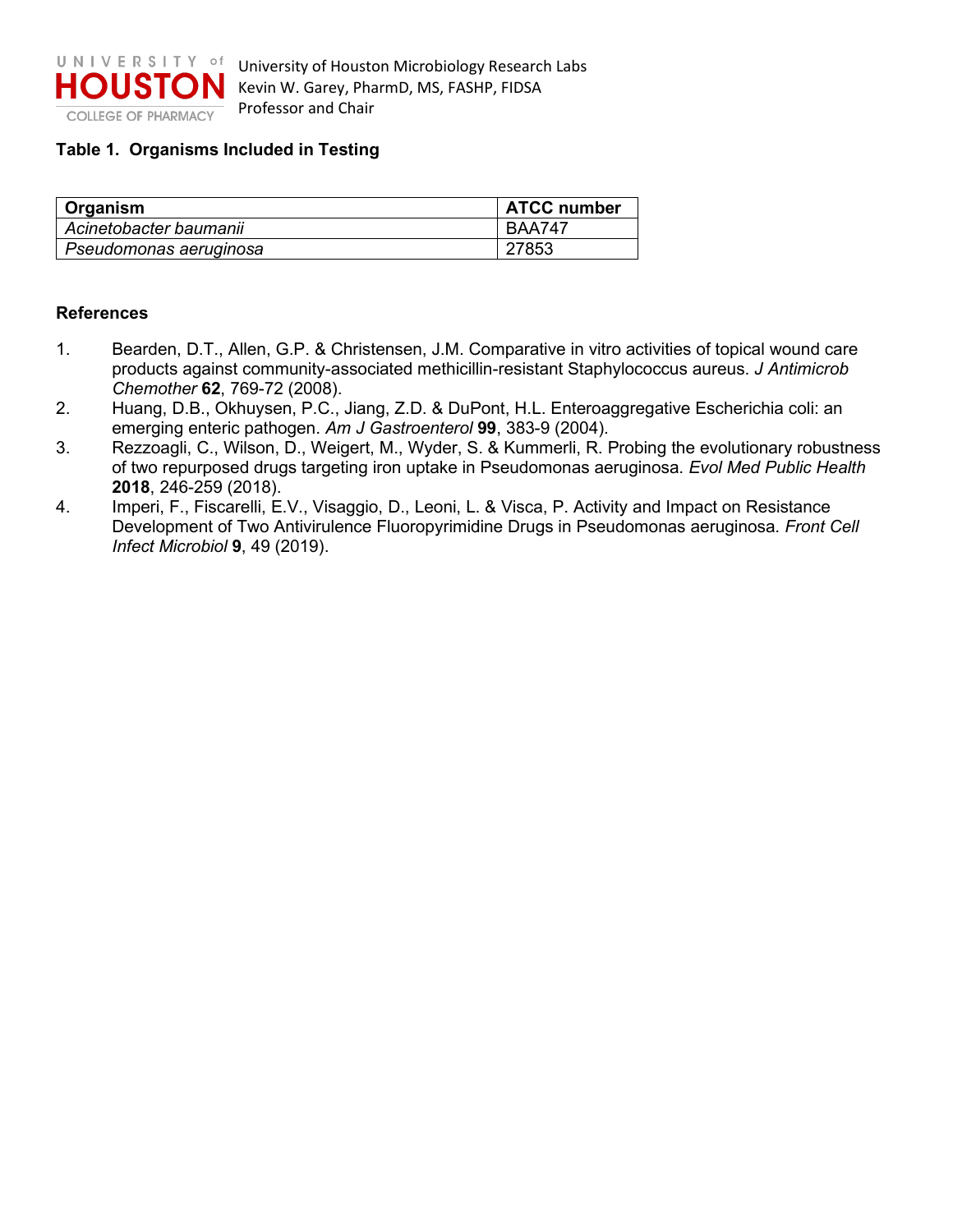University of Houston Microbiology Research Labs
Kevin W. Garey, PharmD, MS, FASHP, FIDSA
Professor and Chair

**Table 1. Organisms Included in Testing**

| Organism | ATCC number |
|---|---|
| *Acinetobacter baumanii* | BAA747 |
| *Pseudomonas aeruginosa* | 27853 |

**References**

1. Bearden, D.T., Allen, G.P. & Christensen, J.M. Comparative in vitro activities of topical wound care products against community-associated methicillin-resistant Staphylococcus aureus. *J Antimicrob Chemother* **62**, 769-72 (2008).
2. Huang, D.B., Okhuysen, P.C., Jiang, Z.D. & DuPont, H.L. Enteroaggregative Escherichia coli: an emerging enteric pathogen. *Am J Gastroenterol* **99**, 383-9 (2004).
3. Rezzoagli, C., Wilson, D., Weigert, M., Wyder, S. & Kummerli, R. Probing the evolutionary robustness of two repurposed drugs targeting iron uptake in Pseudomonas aeruginosa. *Evol Med Public Health* **2018**, 246-259 (2018).
4. Imperi, F., Fiscarelli, E.V., Visaggio, D., Leoni, L. & Visca, P. Activity and Impact on Resistance Development of Two Antivirulence Fluoropyrimidine Drugs in Pseudomonas aeruginosa. *Front Cell Infect Microbiol* **9**, 49 (2019).